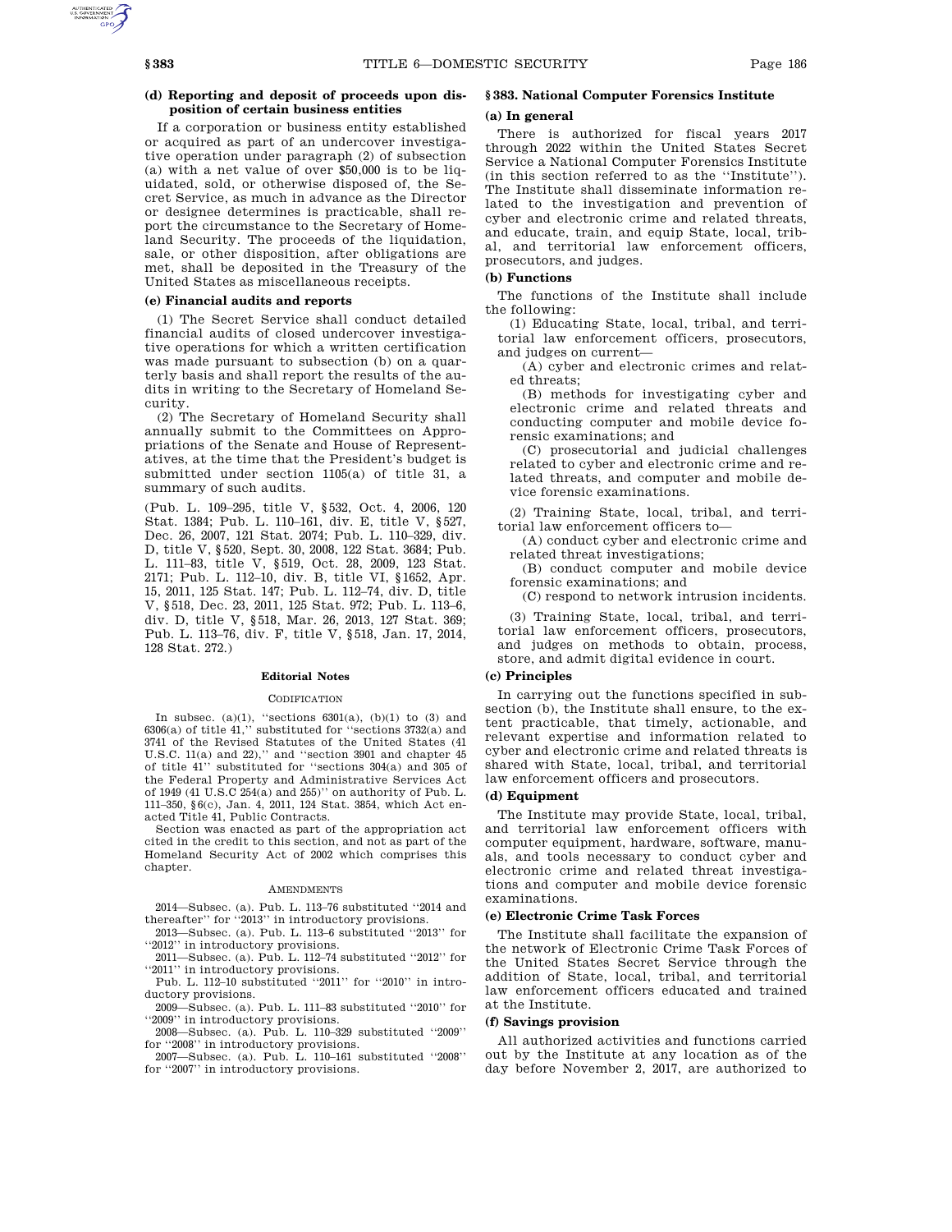**(d) Reporting and deposit of proceeds upon disposition of certain business entities**

If a corporation or business entity established or acquired as part of an undercover investigative operation under paragraph (2) of subsection (a) with a net value of over $50,000 is to be liquidated, sold, or otherwise disposed of, the Secret Service, as much in advance as the Director or designee determines is practicable, shall report the circumstance to the Secretary of Homeland Security. The proceeds of the liquidation, sale, or other disposition, after obligations are met, shall be deposited in the Treasury of the United States as miscellaneous receipts.

**(e) Financial audits and reports**

(1) The Secret Service shall conduct detailed financial audits of closed undercover investigative operations for which a written certification was made pursuant to subsection (b) on a quarterly basis and shall report the results of the audits in writing to the Secretary of Homeland Security.

(2) The Secretary of Homeland Security shall annually submit to the Committees on Appropriations of the Senate and House of Representatives, at the time that the President's budget is submitted under section 1105(a) of title 31, a summary of such audits.

(Pub. L. 109–295, title V, §532, Oct. 4, 2006, 120 Stat. 1384; Pub. L. 110–161, div. E, title V, §527, Dec. 26, 2007, 121 Stat. 2074; Pub. L. 110–329, div. D, title V, §520, Sept. 30, 2008, 122 Stat. 3684; Pub. L. 111–83, title V, §519, Oct. 28, 2009, 123 Stat. 2171; Pub. L. 112–10, div. B, title VI, §1652, Apr. 15, 2011, 125 Stat. 147; Pub. L. 112–74, div. D, title V, §518, Dec. 23, 2011, 125 Stat. 972; Pub. L. 113–6, div. D, title V, §518, Mar. 26, 2013, 127 Stat. 369; Pub. L. 113–76, div. F, title V, §518, Jan. 17, 2014, 128 Stat. 272.)

#### Editorial Notes

CODIFICATION

In subsec. (a)(1), "sections 6301(a), (b)(1) to (3) and 6306(a) of title 41," substituted for "sections 3732(a) and 3741 of the Revised Statutes of the United States (41 U.S.C. 11(a) and 22)," and "section 3901 and chapter 45 of title 41" substituted for "sections 304(a) and 305 of the Federal Property and Administrative Services Act of 1949 (41 U.S.C 254(a) and 255)" on authority of Pub. L. 111–350, §6(c), Jan. 4, 2011, 124 Stat. 3854, which Act enacted Title 41, Public Contracts.

Section was enacted as part of the appropriation act cited in the credit to this section, and not as part of the Homeland Security Act of 2002 which comprises this chapter.

AMENDMENTS

2014—Subsec. (a). Pub. L. 113–76 substituted "2014 and thereafter" for "2013" in introductory provisions.

2013—Subsec. (a). Pub. L. 113–6 substituted "2013" for "2012" in introductory provisions.

2011—Subsec. (a). Pub. L. 112–74 substituted "2012" for "2011" in introductory provisions.

Pub. L. 112–10 substituted "2011" for "2010" in introductory provisions.

2009—Subsec. (a). Pub. L. 111–83 substituted "2010" for "2009" in introductory provisions.

2008—Subsec. (a). Pub. L. 110–329 substituted "2009" for "2008" in introductory provisions.

2007—Subsec. (a). Pub. L. 110–161 substituted "2008" for "2007" in introductory provisions.

### §383. National Computer Forensics Institute

**(a) In general**

There is authorized for fiscal years 2017 through 2022 within the United States Secret Service a National Computer Forensics Institute (in this section referred to as the "Institute"). The Institute shall disseminate information related to the investigation and prevention of cyber and electronic crime and related threats, and educate, train, and equip State, local, tribal, and territorial law enforcement officers, prosecutors, and judges.

**(b) Functions**

The functions of the Institute shall include the following:

(1) Educating State, local, tribal, and territorial law enforcement officers, prosecutors, and judges on current—

(A) cyber and electronic crimes and related threats;

(B) methods for investigating cyber and electronic crime and related threats and conducting computer and mobile device forensic examinations; and

(C) prosecutorial and judicial challenges related to cyber and electronic crime and related threats, and computer and mobile device forensic examinations.

(2) Training State, local, tribal, and territorial law enforcement officers to—

(A) conduct cyber and electronic crime and related threat investigations;

(B) conduct computer and mobile device forensic examinations; and

(C) respond to network intrusion incidents.

(3) Training State, local, tribal, and territorial law enforcement officers, prosecutors, and judges on methods to obtain, process, store, and admit digital evidence in court.

**(c) Principles**

In carrying out the functions specified in subsection (b), the Institute shall ensure, to the extent practicable, that timely, actionable, and relevant expertise and information related to cyber and electronic crime and related threats is shared with State, local, tribal, and territorial law enforcement officers and prosecutors.

**(d) Equipment**

The Institute may provide State, local, tribal, and territorial law enforcement officers with computer equipment, hardware, software, manuals, and tools necessary to conduct cyber and electronic crime and related threat investigations and computer and mobile device forensic examinations.

**(e) Electronic Crime Task Forces**

The Institute shall facilitate the expansion of the network of Electronic Crime Task Forces of the United States Secret Service through the addition of State, local, tribal, and territorial law enforcement officers educated and trained at the Institute.

**(f) Savings provision**

All authorized activities and functions carried out by the Institute at any location as of the day before November 2, 2017, are authorized to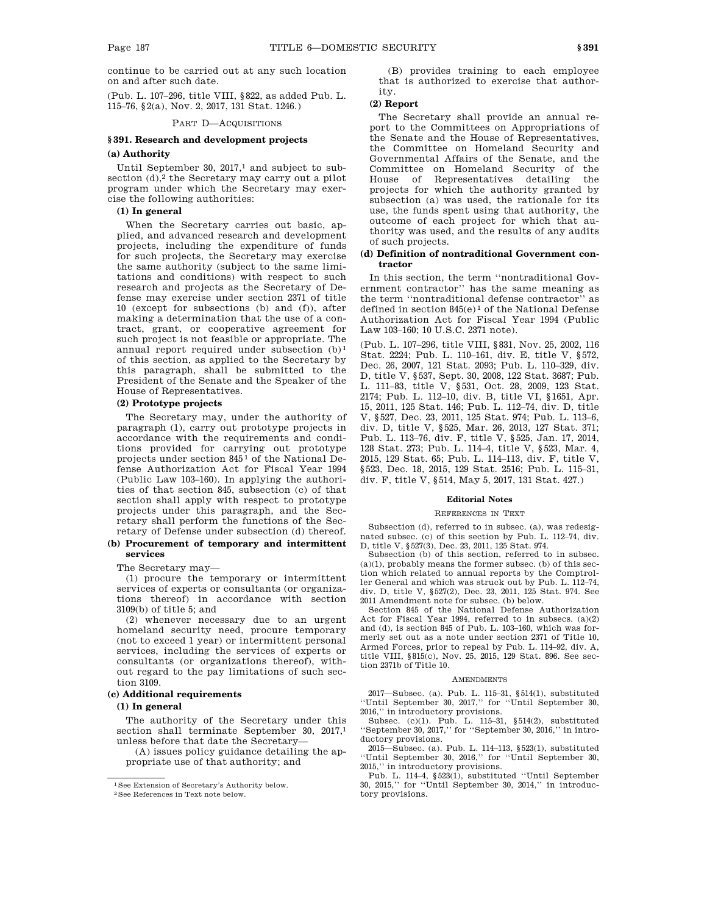continue to be carried out at any such location on and after such date.

(Pub. L. 107–296, title VIII, §822, as added Pub. L. 115–76, §2(a), Nov. 2, 2017, 131 Stat. 1246.)

PART D—ACQUISITIONS

### §391. Research and development projects

#### (a) Authority

Until September 30, 2017,[1] and subject to subsection (d),[2] the Secretary may carry out a pilot program under which the Secretary may exercise the following authorities:

**(1) In general**

When the Secretary carries out basic, applied, and advanced research and development projects, including the expenditure of funds for such projects, the Secretary may exercise the same authority (subject to the same limitations and conditions) with respect to such research and projects as the Secretary of Defense may exercise under section 2371 of title 10 (except for subsections (b) and (f)), after making a determination that the use of a contract, grant, or cooperative agreement for such project is not feasible or appropriate. The annual report required under subsection (b)[1] of this section, as applied to the Secretary by this paragraph, shall be submitted to the President of the Senate and the Speaker of the House of Representatives.

**(2) Prototype projects**

The Secretary may, under the authority of paragraph (1), carry out prototype projects in accordance with the requirements and conditions provided for carrying out prototype projects under section 845[1] of the National Defense Authorization Act for Fiscal Year 1994 (Public Law 103–160). In applying the authorities of that section 845, subsection (c) of that section shall apply with respect to prototype projects under this paragraph, and the Secretary shall perform the functions of the Secretary of Defense under subsection (d) thereof.

#### (b) Procurement of temporary and intermittent services

The Secretary may—

(1) procure the temporary or intermittent services of experts or consultants (or organizations thereof) in accordance with section 3109(b) of title 5; and

(2) whenever necessary due to an urgent homeland security need, procure temporary (not to exceed 1 year) or intermittent personal services, including the services of experts or consultants (or organizations thereof), without regard to the pay limitations of such section 3109.

#### (c) Additional requirements

**(1) In general**

The authority of the Secretary under this section shall terminate September 30, 2017,[1] unless before that date the Secretary—

(A) issues policy guidance detailing the appropriate use of that authority; and

(B) provides training to each employee that is authorized to exercise that authority.

**(2) Report**

The Secretary shall provide an annual report to the Committees on Appropriations of the Senate and the House of Representatives, the Committee on Homeland Security and Governmental Affairs of the Senate, and the Committee on Homeland Security of the House of Representatives detailing the projects for which the authority granted by subsection (a) was used, the rationale for its use, the funds spent using that authority, the outcome of each project for which that authority was used, and the results of any audits of such projects.

#### (d) Definition of nontraditional Government contractor

In this section, the term ''nontraditional Government contractor'' has the same meaning as the term ''nontraditional defense contractor'' as defined in section 845(e)[1] of the National Defense Authorization Act for Fiscal Year 1994 (Public Law 103–160; 10 U.S.C. 2371 note).

(Pub. L. 107–296, title VIII, §831, Nov. 25, 2002, 116 Stat. 2224; Pub. L. 110–161, div. E, title V, §572, Dec. 26, 2007, 121 Stat. 2093; Pub. L. 110–329, div. D, title V, §537, Sept. 30, 2008, 122 Stat. 3687; Pub. L. 111–83, title V, §531, Oct. 28, 2009, 123 Stat. 2174; Pub. L. 112–10, div. B, title VI, §1651, Apr. 15, 2011, 125 Stat. 146; Pub. L. 112–74, div. D, title V, §527, Dec. 23, 2011, 125 Stat. 974; Pub. L. 113–6, div. D, title V, §525, Mar. 26, 2013, 127 Stat. 371; Pub. L. 113–76, div. F, title V, §525, Jan. 17, 2014, 128 Stat. 273; Pub. L. 114–4, title V, §523, Mar. 4, 2015, 129 Stat. 65; Pub. L. 114–113, div. F, title V, §523, Dec. 18, 2015, 129 Stat. 2516; Pub. L. 115–31, div. F, title V, §514, May 5, 2017, 131 Stat. 427.)

**Editorial Notes**

REFERENCES IN TEXT

Subsection (d), referred to in subsec. (a), was redesignated subsec. (c) of this section by Pub. L. 112–74, div. D, title V, §527(3), Dec. 23, 2011, 125 Stat. 974.

Subsection (b) of this section, referred to in subsec. (a)(1), probably means the former subsec. (b) of this section which related to annual reports by the Comptroller General and which was struck out by Pub. L. 112–74, div. D, title V, §527(2), Dec. 23, 2011, 125 Stat. 974. See 2011 Amendment note for subsec. (b) below.

Section 845 of the National Defense Authorization Act for Fiscal Year 1994, referred to in subsecs. (a)(2) and (d), is section 845 of Pub. L. 103–160, which was formerly set out as a note under section 2371 of Title 10, Armed Forces, prior to repeal by Pub. L. 114–92, div. A, title VIII, §815(c), Nov. 25, 2015, 129 Stat. 896. See section 2371b of Title 10.

AMENDMENTS

2017—Subsec. (a). Pub. L. 115–31, §514(1), substituted ''Until September 30, 2017,'' for ''Until September 30, 2016,'' in introductory provisions.

Subsec. (c)(1). Pub. L. 115–31, §514(2), substituted ''September 30, 2017,'' for ''September 30, 2016,'' in introductory provisions.

2015—Subsec. (a). Pub. L. 114–113, §523(1), substituted ''Until September 30, 2016,'' for ''Until September 30, 2015,'' in introductory provisions.

Pub. L. 114–4, §523(1), substituted ''Until September 30, 2015,'' for ''Until September 30, 2014,'' in introductory provisions.

[1] See Extension of Secretary's Authority below.

[2] See References in Text note below.